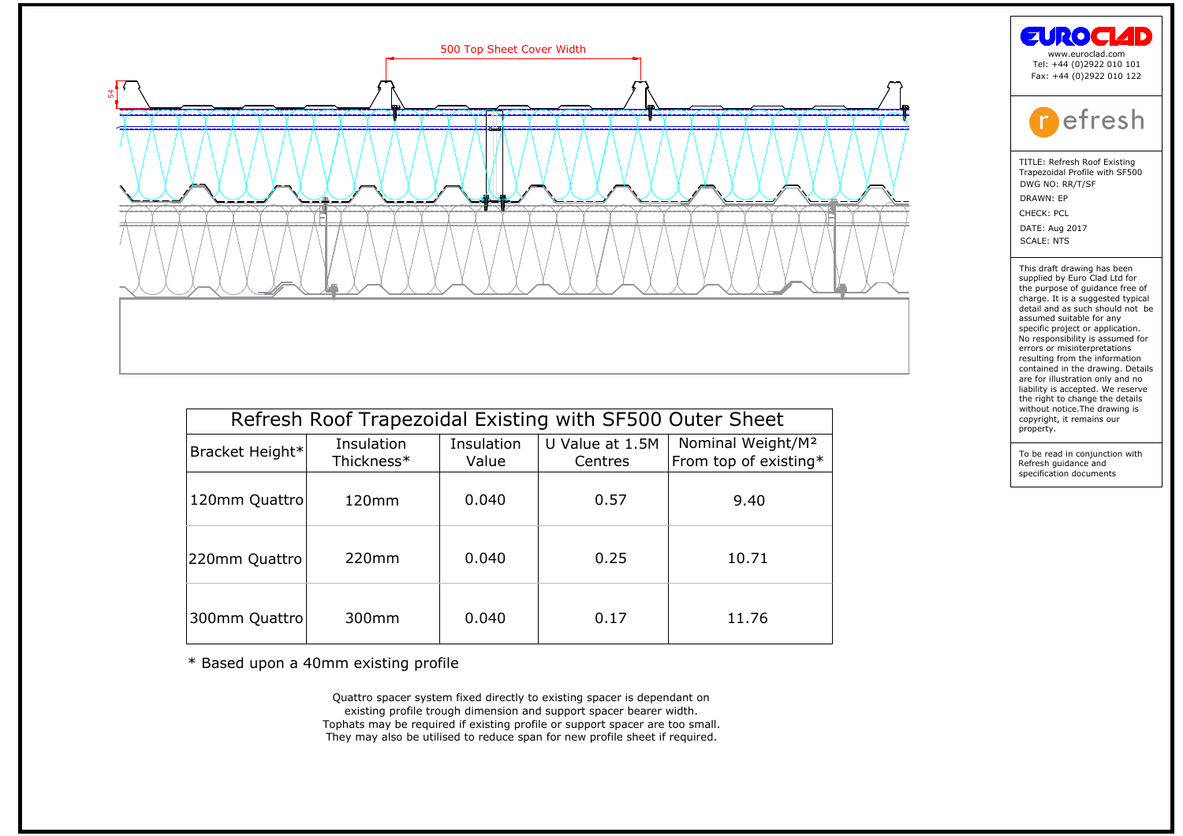500 Top Sheet Cover Width

54

EUROCLAD
www.euroclad.com
Tel: +44 (0)2922 010 101
Fax: +44 (0)2922 010 122

refresh

TITLE: Refresh Roof Existing Trapezoidal Profile with SF500
DWG NO: RR/T/SF
DRAWN: EP
CHECK: PCL
DATE: Aug 2017
SCALE: NTS

This draft drawing has been supplied by Euro Clad Ltd for the purpose of guidance free of charge. It is a suggested typical detail and as such should not be assumed suitable for any specific project or application. No responsibility is assumed for errors or misinterpretations resulting from the information contained in the drawing. Details are for illustration only and no liability is accepted. We reserve the right to change the details without notice.The drawing is copyright, it remains our property.

To be read in conjunction with Refresh guidance and specification documents

## Refresh Roof Trapezoidal Existing with SF500 Outer Sheet

| Bracket Height* | Insulation Thickness* | Insulation Value | U Value at 1.5M Centres | Nominal Weight/M² From top of existing* |
|---|---|---|---|---|
| 120mm Quattro | 120mm | 0.040 | 0.57 | 9.40 |
| 220mm Quattro | 220mm | 0.040 | 0.25 | 10.71 |
| 300mm Quattro | 300mm | 0.040 | 0.17 | 11.76 |

* Based upon a 40mm existing profile

Quattro spacer system fixed directly to existing spacer is dependant on existing profile trough dimension and support spacer bearer width. Tophats may be required if existing profile or support spacer are too small. They may also be utilised to reduce span for new profile sheet if required.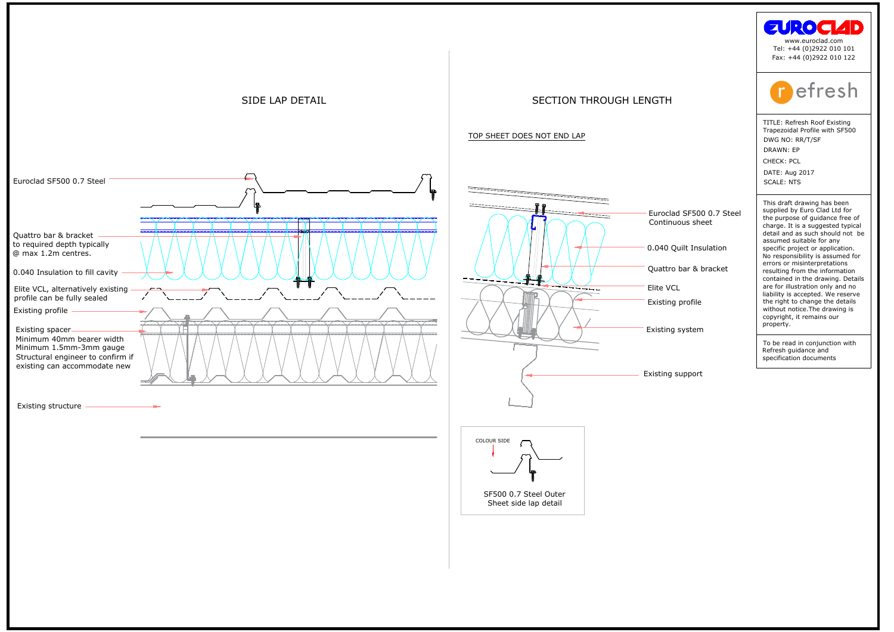## SIDE LAP DETAIL

Euroclad SF500 0.7 Steel

Quattro bar & bracket
to required depth typically
@ max 1.2m centres.

0.040 Insulation to fill cavity

Elite VCL, alternatively existing
profile can be fully sealed

Existing profile

Existing spacer
Minimum 40mm bearer width
Minimum 1.5mm-3mm gauge
Structural engineer to confirm if
existing can accommodate new

Existing structure

## SECTION THROUGH LENGTH

TOP SHEET DOES NOT END LAP

Euroclad SF500 0.7 Steel
Continuous sheet

0.040 Quilt Insulation

Quattro bar & bracket

Elite VCL

Existing profile

Existing system

Existing support

COLOUR SIDE

SF500 0.7 Steel Outer
Sheet side lap detail

EUROCLAD
www.euroclad.com
Tel: +44 (0)2922 010 101
Fax: +44 (0)2922 010 122

refresh

TITLE: Refresh Roof Existing Trapezoidal Profile with SF500
DWG NO: RR/T/SF
DRAWN: EP
CHECK: PCL
DATE: Aug 2017
SCALE: NTS

This draft drawing has been supplied by Euro Clad Ltd for the purpose of guidance free of charge. It is a suggested typical detail and as such should not be assumed suitable for any specific project or application. No responsibility is assumed for errors or misinterpretations resulting from the information contained in the drawing. Details are for illustration only and no liability is accepted. We reserve the right to change the details without notice.The drawing is copyright, it remains our property.

To be read in conjunction with Refresh guidance and specification documents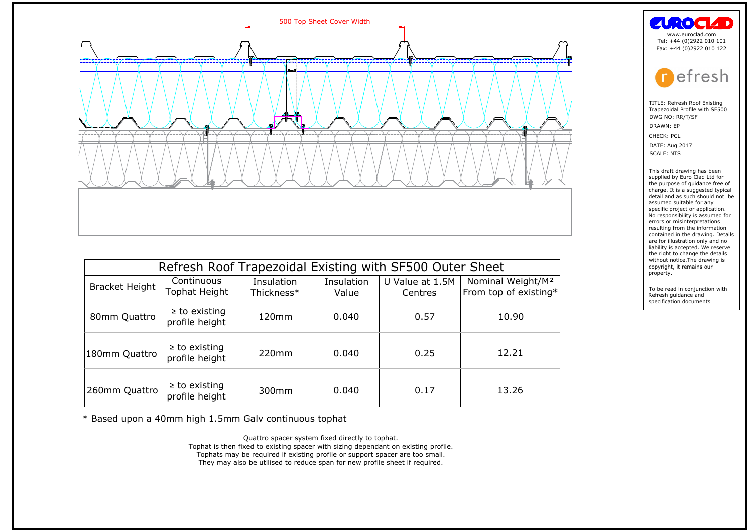500 Top Sheet Cover Width

# Refresh Roof Trapezoidal Existing with SF500 Outer Sheet

| Bracket Height | Continuous Tophat Height | Insulation Thickness* | Insulation Value | U Value at 1.5M Centres | Nominal Weight/M² From top of existing* |
|---|---|---|---|---|---|
| 80mm Quattro | ≥ to existing profile height | 120mm | 0.040 | 0.57 | 10.90 |
| 180mm Quattro | ≥ to existing profile height | 220mm | 0.040 | 0.25 | 12.21 |
| 260mm Quattro | ≥ to existing profile height | 300mm | 0.040 | 0.17 | 13.26 |

* Based upon a 40mm high 1.5mm Galv continuous tophat

Quattro spacer system fixed directly to tophat.
Tophat is then fixed to existing spacer with sizing dependant on existing profile.
Tophats may be required if existing profile or support spacer are too small.
They may also be utilised to reduce span for new profile sheet if required.

EUROCLAD
www.euroclad.com
Tel: +44 (0)2922 010 101
Fax: +44 (0)2922 010 122

refresh

TITLE: Refresh Roof Existing Trapezoidal Profile with SF500
DWG NO: RR/T/SF
DRAWN: EP
CHECK: PCL
DATE: Aug 2017
SCALE: NTS

This draft drawing has been supplied by Euro Clad Ltd for the purpose of guidance free of charge. It is a suggested typical detail and as such should not be assumed suitable for any specific project or application. No responsibility is assumed for errors or misinterpretations resulting from the information contained in the drawing. Details are for illustration only and no liability is accepted. We reserve the right to change the details without notice.The drawing is copyright, it remains our property.

To be read in conjunction with Refresh guidance and specification documents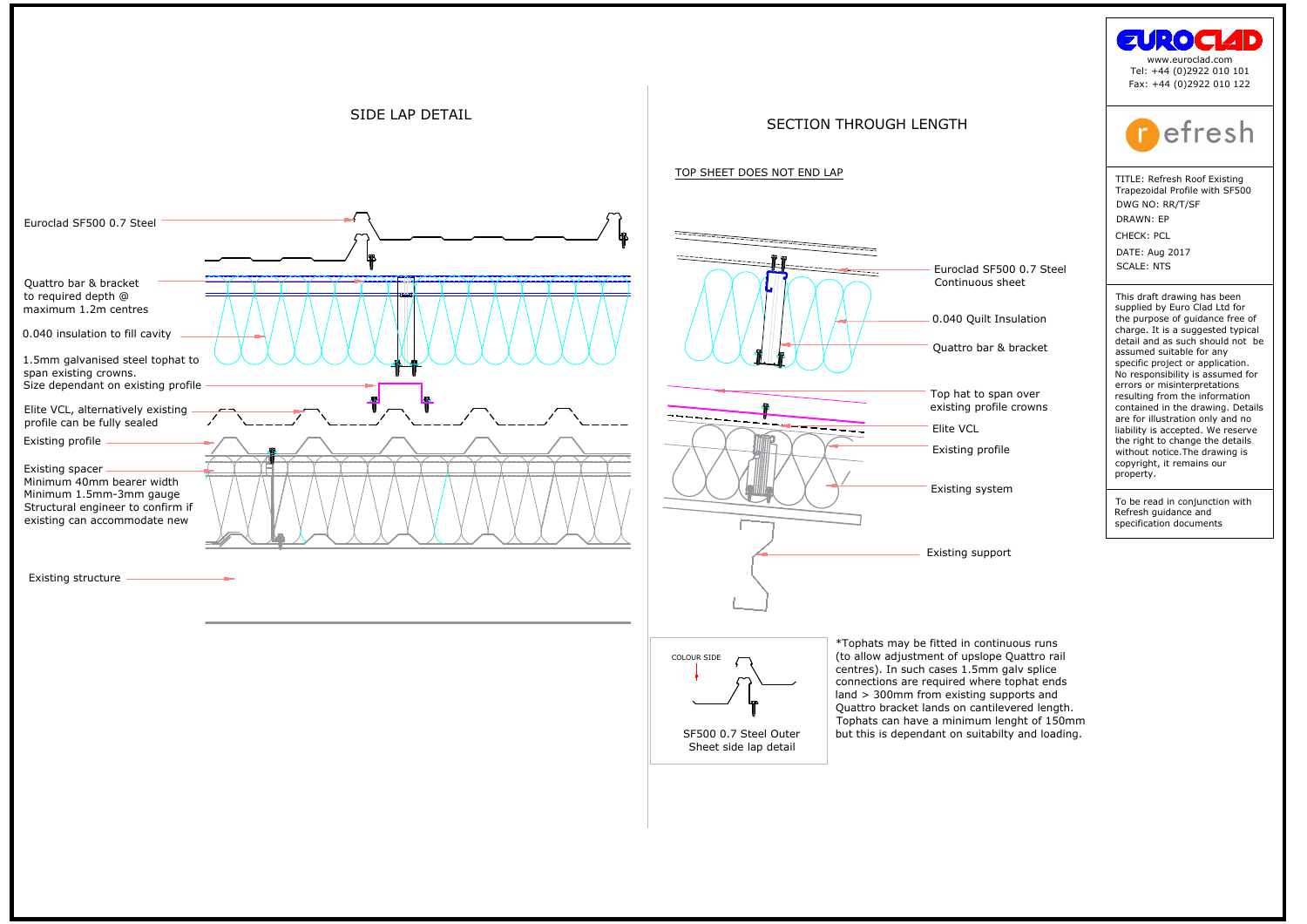## SIDE LAP DETAIL

Euroclad SF500 0.7 Steel

Quattro bar & bracket to required depth @ maximum 1.2m centres

0.040 insulation to fill cavity

1.5mm galvanised steel tophat to span existing crowns. Size dependant on existing profile

Elite VCL, alternatively existing profile can be fully sealed

Existing profile

Existing spacer
Minimum 40mm bearer width
Minimum 1.5mm-3mm gauge
Structural engineer to confirm if existing can accommodate new

Existing structure

## SECTION THROUGH LENGTH

TOP SHEET DOES NOT END LAP

Euroclad SF500 0.7 Steel Continuous sheet

0.040 Quilt Insulation

Quattro bar & bracket

Top hat to span over existing profile crowns

Elite VCL

Existing profile

Existing system

Existing support

COLOUR SIDE

SF500 0.7 Steel Outer Sheet side lap detail

*Tophats may be fitted in continuous runs (to allow adjustment of upslope Quattro rail centres). In such cases 1.5mm galv splice connections are required where tophat ends land > 300mm from existing supports and Quattro bracket lands on cantilevered length. Tophats can have a minimum lenght of 150mm but this is dependant on suitabilty and loading.

EUROCLAD
www.euroclad.com
Tel: +44 (0)2922 010 101
Fax: +44 (0)2922 010 122

refresh

TITLE: Refresh Roof Existing Trapezoidal Profile with SF500
DWG NO: RR/T/SF
DRAWN: EP
CHECK: PCL
DATE: Aug 2017
SCALE: NTS

This draft drawing has been supplied by Euro Clad Ltd for the purpose of guidance free of charge. It is a suggested typical detail and as such should not be assumed suitable for any specific project or application. No responsibility is assumed for errors or misinterpretations resulting from the information contained in the drawing. Details are for illustration only and no liability is accepted. We reserve the right to change the details without notice.The drawing is copyright, it remains our property.

To be read in conjunction with Refresh guidance and specification documents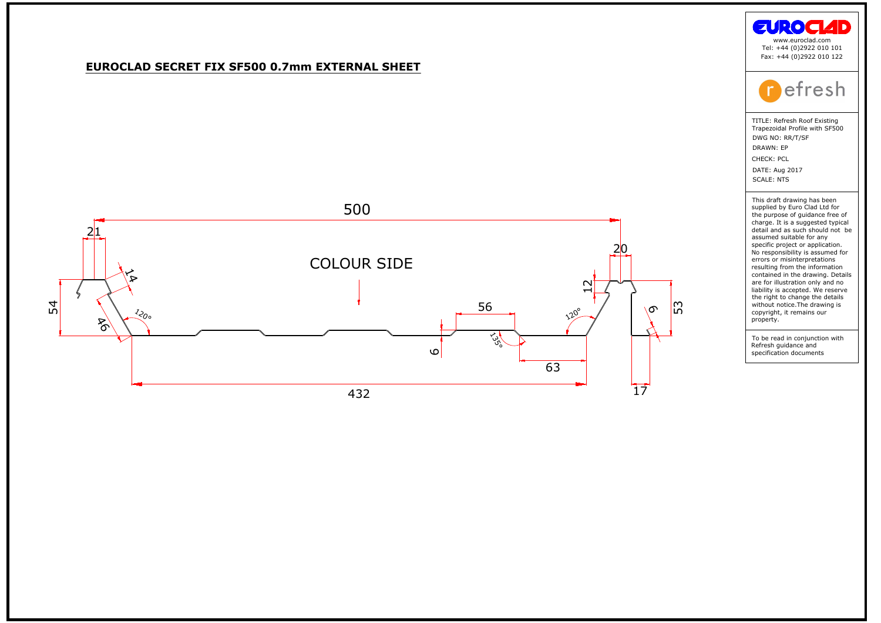## EUROCLAD SECRET FIX SF500 0.7mm EXTERNAL SHEET

500

21

14

54

46

120°

COLOUR SIDE

56

6

135°

63

432

120°

20

12

53

6

17

EUROCLAD
www.euroclad.com
Tel: +44 (0)2922 010 101
Fax: +44 (0)2922 010 122

refresh

TITLE: Refresh Roof Existing Trapezoidal Profile with SF500
DWG NO: RR/T/SF
DRAWN: EP
CHECK: PCL
DATE: Aug 2017
SCALE: NTS

This draft drawing has been supplied by Euro Clad Ltd for the purpose of guidance free of charge. It is a suggested typical detail and as such should not be assumed suitable for any specific project or application. No responsibility is assumed for errors or misinterpretations resulting from the information contained in the drawing. Details are for illustration only and no liability is accepted. We reserve the right to change the details without notice.The drawing is copyright, it remains our property.

To be read in conjunction with Refresh guidance and specification documents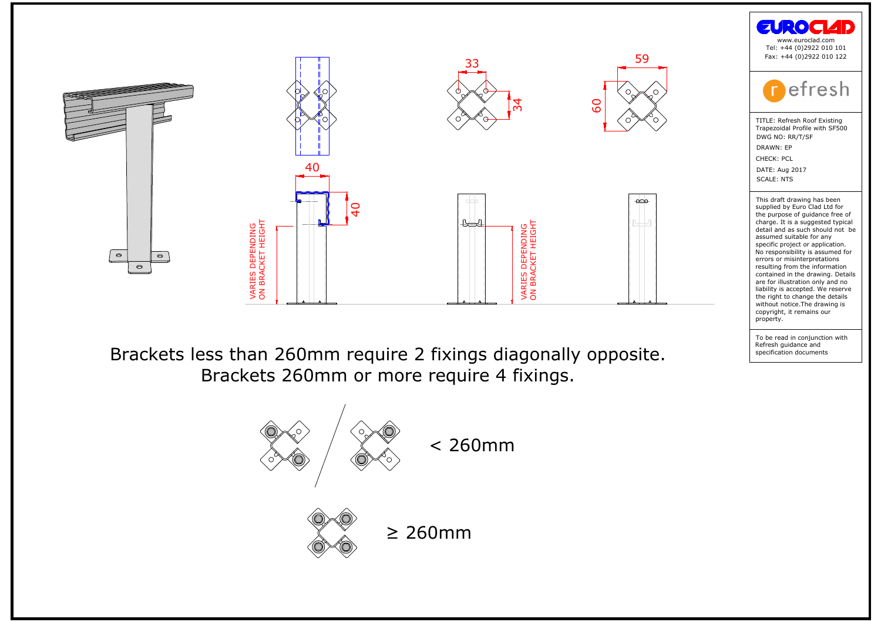Brackets less than 260mm require 2 fixings diagonally opposite.
Brackets 260mm or more require 4 fixings.

< 260mm

≥ 260mm

40

40

33

34

59

60

VARIES DEPENDING ON BRACKET HEIGHT

VARIES DEPENDING ON BRACKET HEIGHT

EUROCLAD

www.euroclad.com
Tel: +44 (0)2922 010 101
Fax: +44 (0)2922 010 122

refresh

TITLE: Refresh Roof Existing Trapezoidal Profile with SF500
DWG NO: RR/T/SF
DRAWN: EP
CHECK: PCL
DATE: Aug 2017
SCALE: NTS

This draft drawing has been supplied by Euro Clad Ltd for the purpose of guidance free of charge. It is a suggested typical detail and as such should not be assumed suitable for any specific project or application. No responsibility is assumed for errors or misinterpretations resulting from the information contained in the drawing. Details are for illustration only and no liability is accepted. We reserve the right to change the details without notice.The drawing is copyright, it remains our property.

To be read in conjunction with Refresh guidance and specification documents